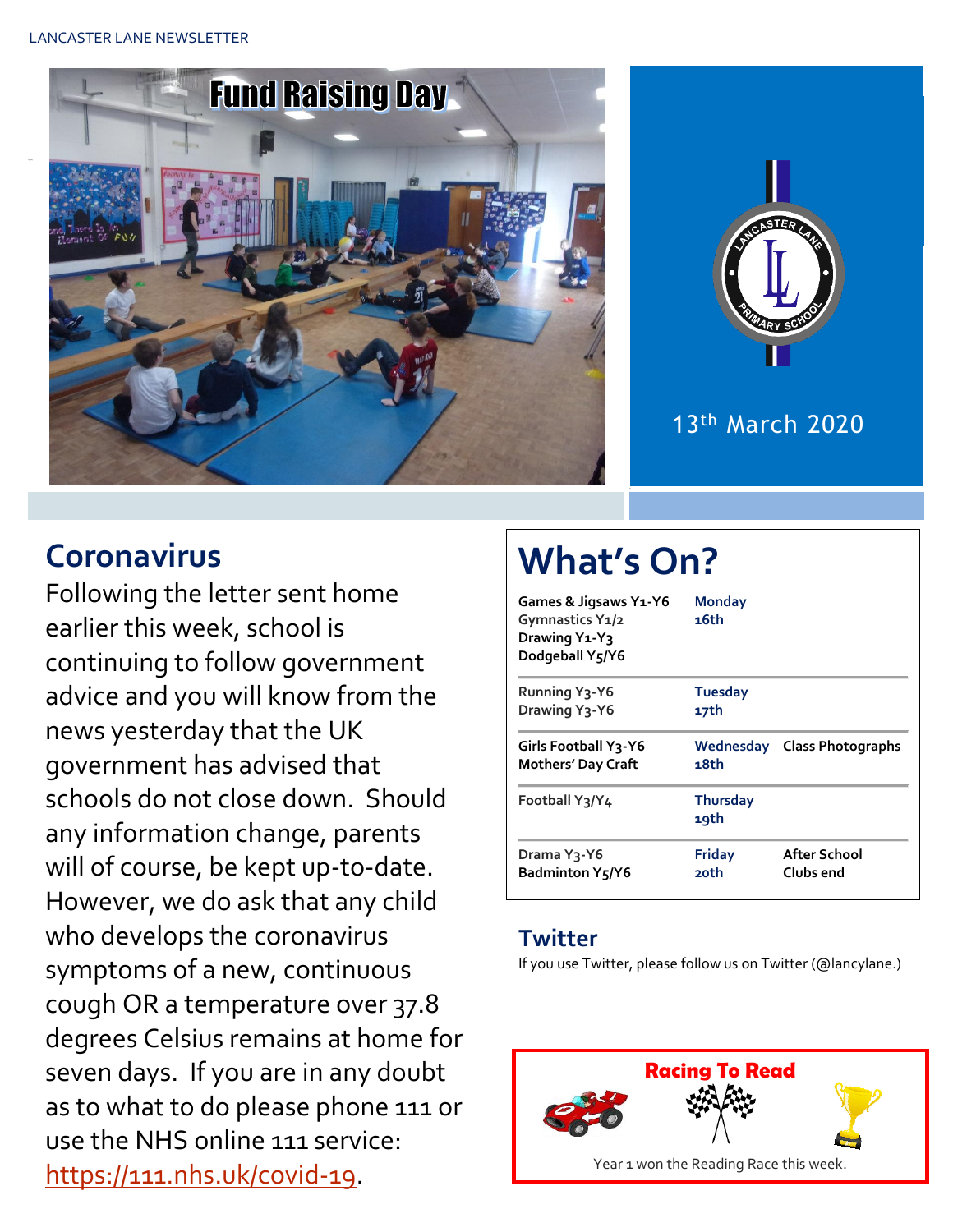LANCASTER LANE NEWSLETTER

# Fund Raising Day

13th March 2020

## Coronavirus

Following the letter sent home earlier this week, school is continuing to follow government advice and you will know from the news yesterday that the UK government has advised that schools do not close down. Should any information change, parents will of course, be kept up-to-date. However, we do ask that any child who develops the coronavirus symptoms of a new, continuous cough OR a temperature over 37.8 degrees Celsius remains at home for seven days. If you are in any doubt as to what to do please phone 111 or use the NHS online 111 service: https://111.nhs.uk/covid-19.

## What's On?

| Activities | Day | Events |
|---|---|---|
| Games & Jigsaws Y1-Y6<br>Gymnastics Y1/2<br>Drawing Y1-Y3<br>Dodgeball Y5/Y6 | Monday 16th | |
| Running Y3-Y6<br>Drawing Y3-Y6 | Tuesday 17th | |
| Girls Football Y3-Y6<br>Mothers' Day Craft | Wednesday 18th | Class Photographs |
| Football Y3/Y4 | Thursday 19th | |
| Drama Y3-Y6<br>Badminton Y5/Y6 | Friday 20th | After School Clubs end |

## Twitter

If you use Twitter, please follow us on Twitter (@lancylane.)

## Racing To Read

Year 1 won the Reading Race this week.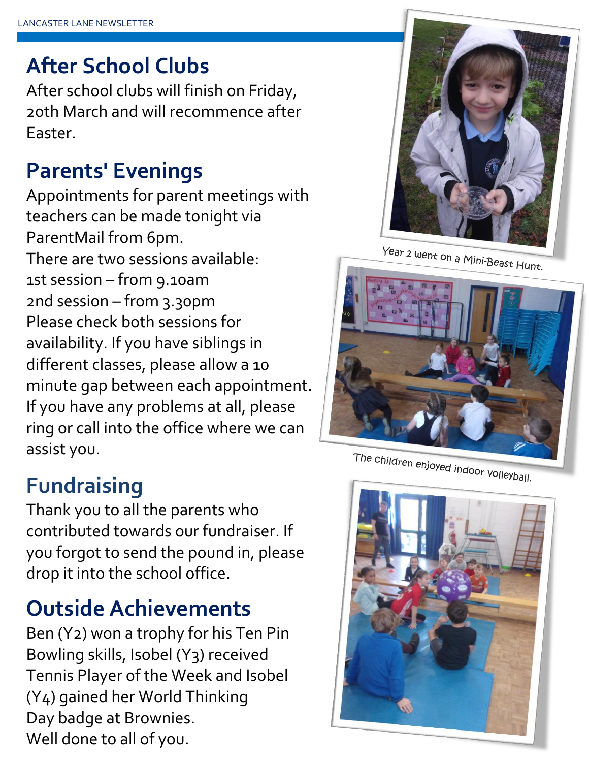## After School Clubs

After school clubs will finish on Friday, 20th March and will recommence after Easter.

## Parents' Evenings

Appointments for parent meetings with teachers can be made tonight via ParentMail from 6pm.

There are two sessions available:

1st session – from 9.10am

2nd session – from 3.30pm

Please check both sessions for availability. If you have siblings in different classes, please allow a 10 minute gap between each appointment. If you have any problems at all, please ring or call into the office where we can assist you.

## Fundraising

Thank you to all the parents who contributed towards our fundraiser. If you forgot to send the pound in, please drop it into the school office.

## Outside Achievements

Ben (Y2) won a trophy for his Ten Pin Bowling skills, Isobel (Y3) received Tennis Player of the Week and Isobel (Y4) gained her World Thinking Day badge at Brownies.

Well done to all of you.

Year 2 went on a Mini-Beast Hunt.

The children enjoyed indoor volleyball.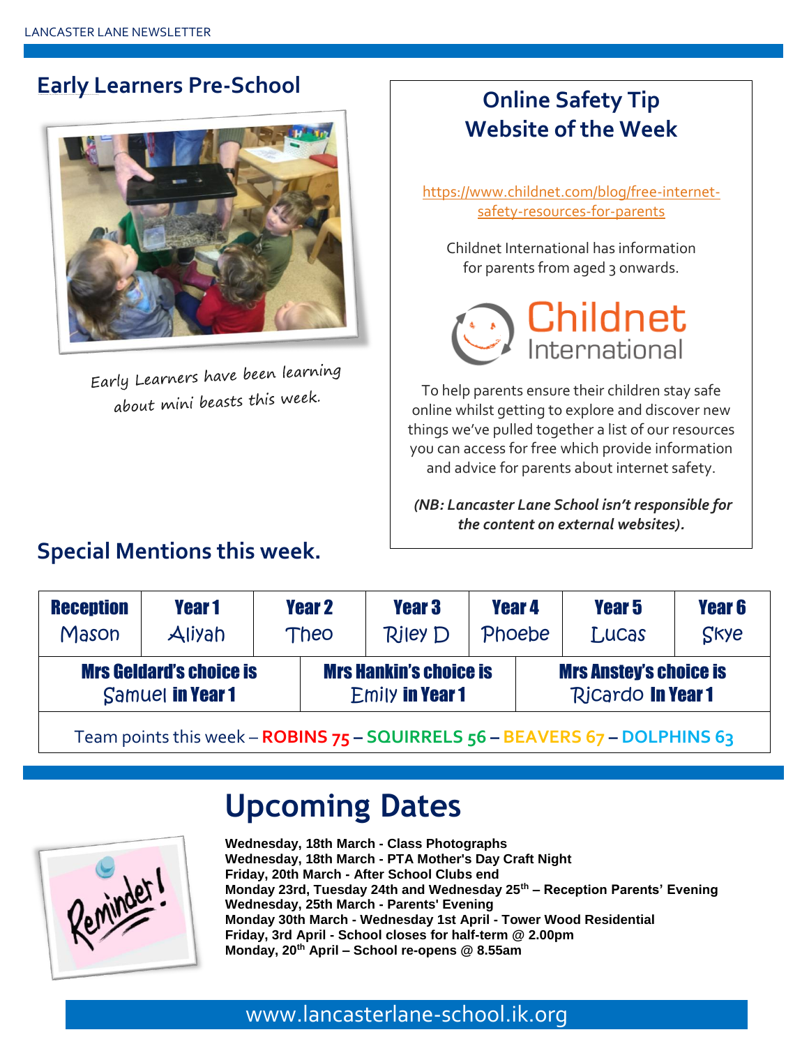## Early Learners Pre-School

Early Learners have been learning about mini beasts this week.

## Online Safety Tip
## Website of the Week

https://www.childnet.com/blog/free-internet-safety-resources-for-parents

Childnet International has information for parents from aged 3 onwards.

Childnet International

To help parents ensure their children stay safe online whilst getting to explore and discover new things we've pulled together a list of our resources you can access for free which provide information and advice for parents about internet safety.

***(NB: Lancaster Lane School isn't responsible for the content on external websites).***

## Special Mentions this week.

| Reception | Year 1 | Year 2 | Year 3 | Year 4 | Year 5 | Year 6 |
|---|---|---|---|---|---|---|
| Mason | Aliyah | Theo | Riley D | Phoebe | Lucas | Skye |

| | | |
|---|---|---|
| **Mrs Geldard's choice is** Samuel **in Year 1** | **Mrs Hankin's choice is** Emily **in Year 1** | **Mrs Anstey's choice is** Ricardo **In Year 1** |

Team points this week – **ROBINS 75** – **SQUIRRELS 56** – **BEAVERS 67** – **DOLPHINS 63**

# Upcoming Dates

Reminder!

**Wednesday, 18th March - Class Photographs**
**Wednesday, 18th March - PTA Mother's Day Craft Night**
**Friday, 20th March - After School Clubs end**
**Monday 23rd, Tuesday 24th and Wednesday 25th – Reception Parents' Evening**
**Wednesday, 25th March - Parents' Evening**
**Monday 30th March - Wednesday 1st April - Tower Wood Residential**
**Friday, 3rd April - School closes for half-term @ 2.00pm**
**Monday, 20th April – School re-opens @ 8.55am**

www.lancasterlane-school.ik.org